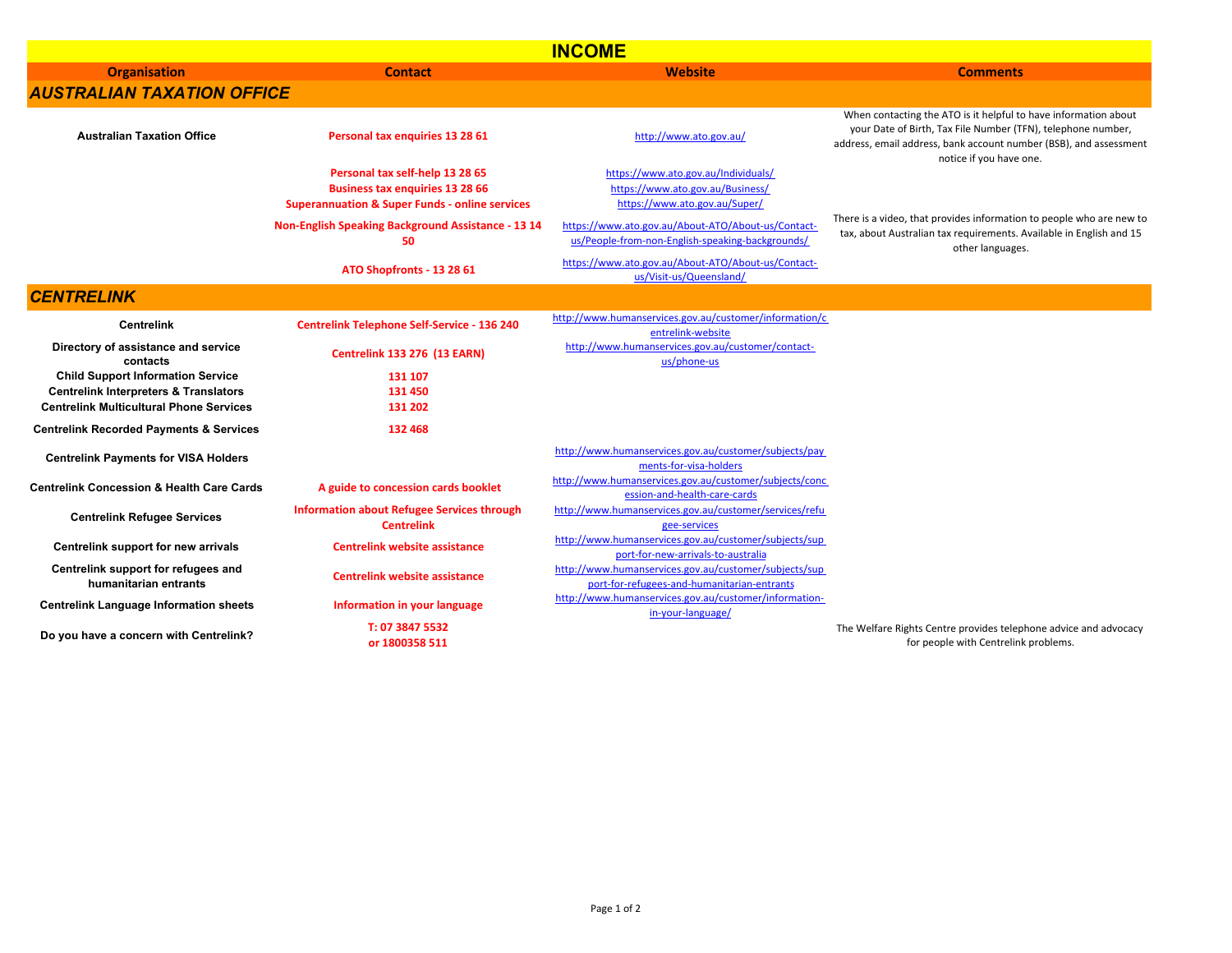# INCOME

| Organisation | Contact | Website | Comments |
|---|---|---|---|
| ***AUSTRALIAN TAXATION OFFICE*** | | | |
| **Australian Taxation Office** | **Personal tax enquiries 13 28 61** | http://www.ato.gov.au/ | When contacting the ATO is it helpful to have information about your Date of Birth, Tax File Number (TFN), telephone number, address, email address, bank account number (BSB), and assessment notice if you have one. |
| | **Personal tax self-help 13 28 65** | https://www.ato.gov.au/Individuals/ | |
| | **Business tax enquiries 13 28 66** | https://www.ato.gov.au/Business/ | |
| | **Superannuation & Super Funds - online services** | https://www.ato.gov.au/Super/ | |
| | **Non-English Speaking Background Assistance - 13 14 50** | https://www.ato.gov.au/About-ATO/About-us/Contact-us/People-from-non-English-speaking-backgrounds/ | There is a video, that provides information to people who are new to tax, about Australian tax requirements. Available in English and 15 other languages. |
| | **ATO Shopfronts - 13 28 61** | https://www.ato.gov.au/About-ATO/About-us/Contact-us/Visit-us/Queensland/ | |
| ***CENTRELINK*** | | | |
| **Centrelink** | **Centrelink Telephone Self-Service - 136 240** | http://www.humanservices.gov.au/customer/information/centrelink-website | |
| **Directory of assistance and service contacts** | **Centrelink 133 276 (13 EARN)** | http://www.humanservices.gov.au/customer/contact-us/phone-us | |
| **Child Support Information Service** | **131 107** | | |
| **Centrelink Interpreters & Translators** | **131 450** | | |
| **Centrelink Multicultural Phone Services** | **131 202** | | |
| **Centrelink Recorded Payments & Services** | **132 468** | | |
| **Centrelink Payments for VISA Holders** | | http://www.humanservices.gov.au/customer/subjects/payments-for-visa-holders | |
| **Centrelink Concession & Health Care Cards** | **A guide to concession cards booklet** | http://www.humanservices.gov.au/customer/subjects/concession-and-health-care-cards | |
| **Centrelink Refugee Services** | **Information about Refugee Services through Centrelink** | http://www.humanservices.gov.au/customer/services/refugee-services | |
| **Centrelink support for new arrivals** | **Centrelink website assistance** | http://www.humanservices.gov.au/customer/subjects/support-for-new-arrivals-to-australia | |
| **Centrelink support for refugees and humanitarian entrants** | **Centrelink website assistance** | http://www.humanservices.gov.au/customer/subjects/support-for-refugees-and-humanitarian-entrants | |
| **Centrelink Language Information sheets** | **Information in your language** | http://www.humanservices.gov.au/customer/information-in-your-language/ | |
| **Do you have a concern with Centrelink?** | **T: 07 3847 5532 or 1800358 511** | | The Welfare Rights Centre provides telephone advice and advocacy for people with Centrelink problems. |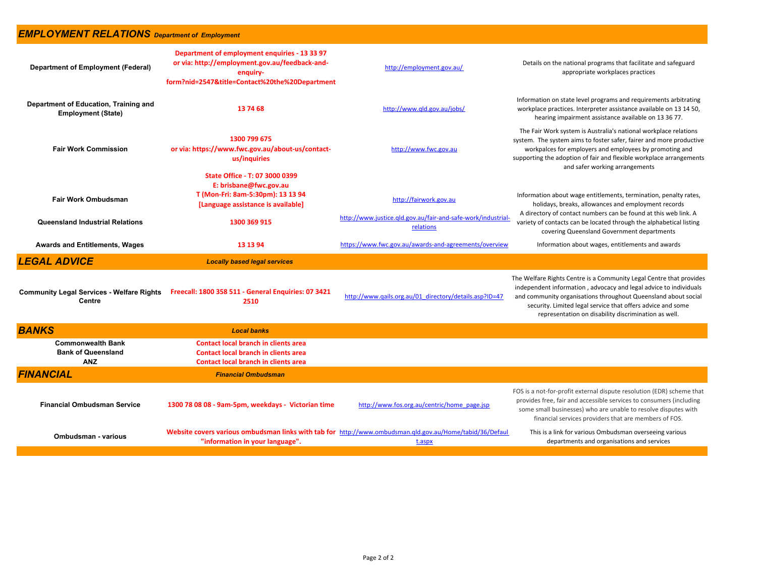## *EMPLOYMENT RELATIONS* *Department of Employment*

| | | | |
|---|---|---|---|
| **Department of Employment (Federal)** | **Department of employment enquiries - 13 33 97 or via: http://employment.gov.au/feedback-and-enquiry-form?nid=2547&title=Contact%20the%20Department** | http://employment.gov.au/ | Details on the national programs that facilitate and safeguard appropriate workplaces practices |
| **Department of Education, Training and Employment (State)** | **13 74 68** | http://www.qld.gov.au/jobs/ | Information on state level programs and requirements arbitrating workplace practices. Interpreter assistance available on 13 14 50, hearing impairment assistance available on 13 36 77. |
| **Fair Work Commission** | **1300 799 675 or via: https://www.fwc.gov.au/about-us/contact-us/inquiries** | http://www.fwc.gov.au | The Fair Work system is Australia's national workplace relations system. The system aims to foster safer, fairer and more productive workpalces for employers and employees by promoting and supporting the adoption of fair and flexible workplace arrangements and safer working arrangements |
| **Fair Work Ombudsman** | **State Office - T: 07 3000 0399 E: brisbane@fwc.gov.au T (Mon-Fri: 8am-5:30pm): 13 13 94 [Language assistance is available]** | http://fairwork.gov.au | Information about wage entitlements, termination, penalty rates, holidays, breaks, allowances and employment records |
| **Queensland Industrial Relations** | **1300 369 915** | http://www.justice.qld.gov.au/fair-and-safe-work/industrial-relations | A directory of contact numbers can be found at this web link. A variety of contacts can be located through the alphabetical listing covering Queensland Government departments |
| **Awards and Entitlements, Wages** | **13 13 94** | https://www.fwc.gov.au/awards-and-agreements/overview | Information about wages, entitlements and awards |

## *LEGAL ADVICE* *Locally based legal services*

| | | | |
|---|---|---|---|
| **Community Legal Services - Welfare Rights Centre** | **Freecall: 1800 358 511 - General Enquiries: 07 3421 2510** | http://www.qails.org.au/01_directory/details.asp?ID=47 | The Welfare Rights Centre is a Community Legal Centre that provides independent information , advocacy and legal advice to individuals and community organisations throughout Queensland about social security. Limited legal service that offers advice and some representation on disability discrimination as well. |

## *BANKS* *Local banks*

| | |
|---|---|
| **Commonwealth Bank** | **Contact local branch in clients area** |
| **Bank of Queensland** | **Contact local branch in clients area** |
| **ANZ** | **Contact local branch in clients area** |

## *FINANCIAL* *Financial Ombudsman*

| | | | |
|---|---|---|---|
| **Financial Ombudsman Service** | **1300 78 08 08 - 9am-5pm, weekdays - Victorian time** | http://www.fos.org.au/centric/home_page.jsp | FOS is a not-for-profit external dispute resolution (EDR) scheme that provides free, fair and accessible services to consumers (including some small businesses) who are unable to resolve disputes with financial services providers that are members of FOS. |
| **Ombudsman - various** | **Website covers various ombudsman links with tab for "information in your language".** | http://www.ombudsman.qld.gov.au/Home/tabid/36/Default.aspx | This is a link for various Ombudsman overseeing various departments and organisations and services |